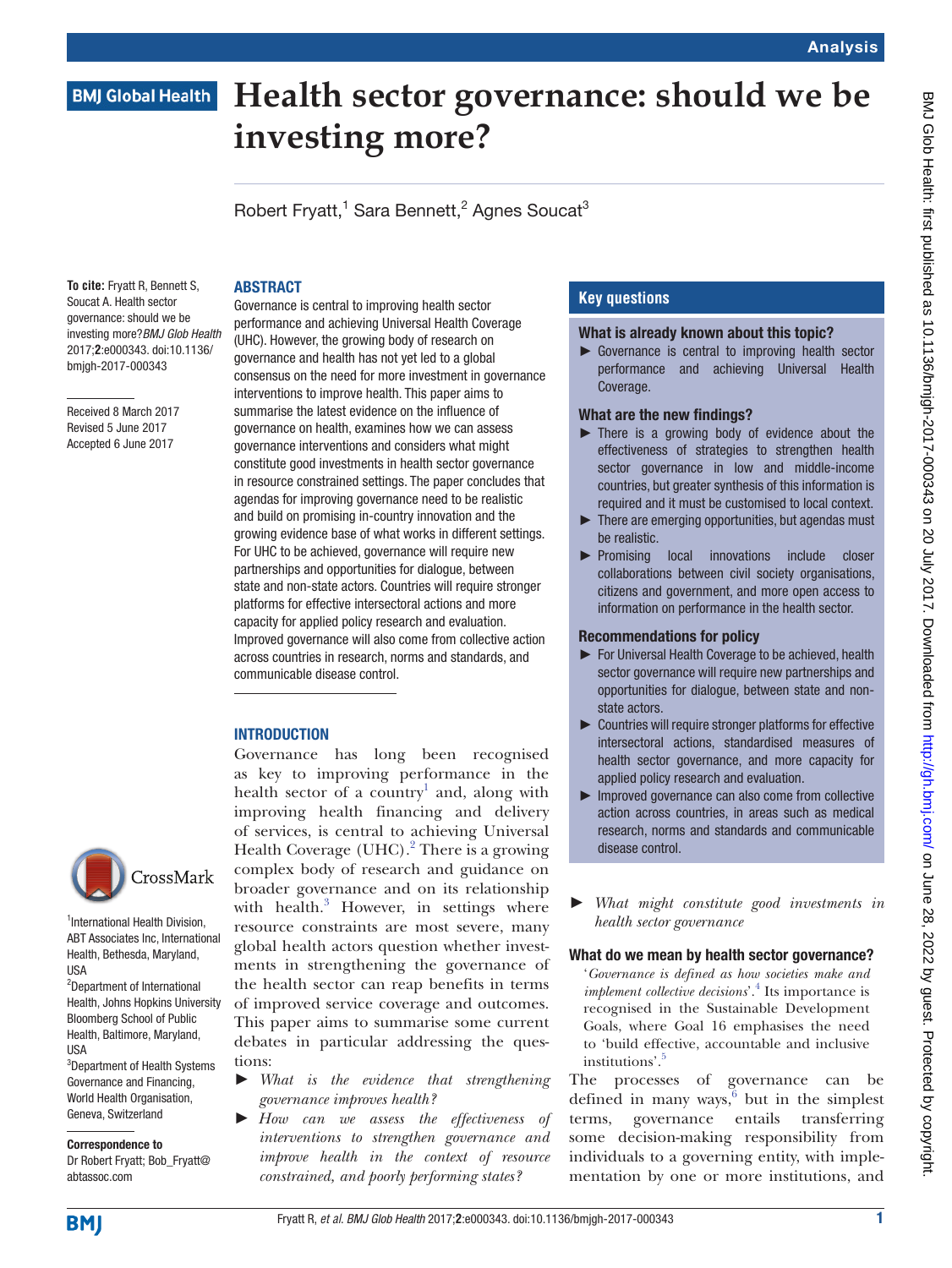# Health sector governance: should we be investing more?

Robert Fryatt,[1] Sara Bennett,[2] Agnes Soucat[3]

**To cite:** Fryatt R, Bennett S, Soucat A. Health sector governance: should we be investing more?*BMJ Glob Health* 2017;**2**:e000343. doi:10.1136/bmjgh-2017-000343

Received 8 March 2017
Revised 5 June 2017
Accepted 6 June 2017

[1]International Health Division, ABT Associates Inc, International Health, Bethesda, Maryland, USA
[2]Department of International Health, Johns Hopkins University Bloomberg School of Public Health, Baltimore, Maryland, USA
[3]Department of Health Systems Governance and Financing, World Health Organisation, Geneva, Switzerland

**Correspondence to**
Dr Robert Fryatt; Bob_Fryatt@abtassoc.com

## ABSTRACT

Governance is central to improving health sector performance and achieving Universal Health Coverage (UHC). However, the growing body of research on governance and health has not yet led to a global consensus on the need for more investment in governance interventions to improve health. This paper aims to summarise the latest evidence on the influence of governance on health, examines how we can assess governance interventions and considers what might constitute good investments in health sector governance in resource constrained settings. The paper concludes that agendas for improving governance need to be realistic and build on promising in-country innovation and the growing evidence base of what works in different settings. For UHC to be achieved, governance will require new partnerships and opportunities for dialogue, between state and non-state actors. Countries will require stronger platforms for effective intersectoral actions and more capacity for applied policy research and evaluation. Improved governance will also come from collective action across countries in research, norms and standards, and communicable disease control.

## Key questions

### What is already known about this topic?

- Governance is central to improving health sector performance and achieving Universal Health Coverage.

### What are the new findings?

- There is a growing body of evidence about the effectiveness of strategies to strengthen health sector governance in low and middle-income countries, but greater synthesis of this information is required and it must be customised to local context.
- There are emerging opportunities, but agendas must be realistic.
- Promising local innovations include closer collaborations between civil society organisations, citizens and government, and more open access to information on performance in the health sector.

### Recommendations for policy

- For Universal Health Coverage to be achieved, health sector governance will require new partnerships and opportunities for dialogue, between state and non-state actors.
- Countries will require stronger platforms for effective intersectoral actions, standardised measures of health sector governance, and more capacity for applied policy research and evaluation.
- Improved governance can also come from collective action across countries, in areas such as medical research, norms and standards and communicable disease control.

## INTRODUCTION

Governance has long been recognised as key to improving performance in the health sector of a country[1] and, along with improving health financing and delivery of services, is central to achieving Universal Health Coverage (UHC).[2] There is a growing complex body of research and guidance on broader governance and on its relationship with health.[3] However, in settings where resource constraints are most severe, many global health actors question whether investments in strengthening the governance of the health sector can reap benefits in terms of improved service coverage and outcomes. This paper aims to summarise some current debates in particular addressing the questions:

- *What is the evidence that strengthening governance improves health?*
- *How can we assess the effectiveness of interventions to strengthen governance and improve health in the context of resource constrained, and poorly performing states?*
- *What might constitute good investments in health sector governance*

### What do we mean by health sector governance?

'*Governance is defined as how societies make and implement collective decisions*'.[4] Its importance is recognised in the Sustainable Development Goals, where Goal 16 emphasises the need to 'build effective, accountable and inclusive institutions'.[5]

The processes of governance can be defined in many ways,[6] but in the simplest terms, governance entails transferring some decision-making responsibility from individuals to a governing entity, with implementation by one or more institutions, and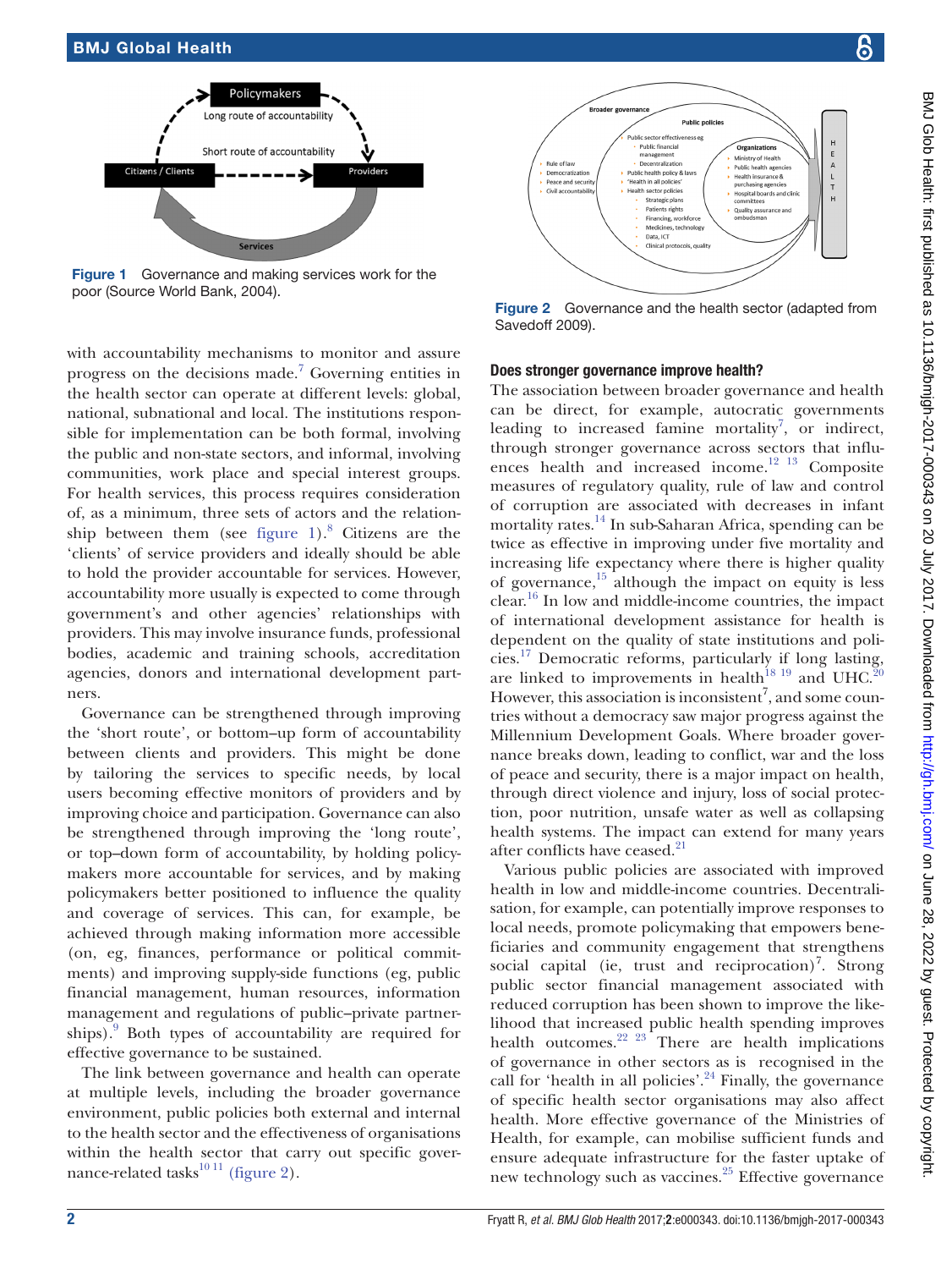Policymakers

Long route of accountability

Short route of accountability

Citizens / Clients

Providers

Services

**Figure 1** Governance and making services work for the poor (Source World Bank, 2004).

Broader governance

Public policies

Rule of law
Democratization
Peace and security
Civil accountability

Public sector effectiveness eg
- Public financial management
- Decentralization
- Public health policy & laws
- 'Health in all policies'
- Health sector policies
  - Strategic plans
  - Patients rights
  - Financing, workforce
  - Medicines, technology
  - Data, ICT
  - Clinical protocols, quality

Organizations
- Ministry of Health
- Public health agencies
- Health insurance & purchasing agencies
- Hospital boards and clinic committees
- Quality assurance and ombudsman

HEALTH

**Figure 2** Governance and the health sector (adapted from Savedoff 2009).

with accountability mechanisms to monitor and assure progress on the decisions made.[7] Governing entities in the health sector can operate at different levels: global, national, subnational and local. The institutions responsible for implementation can be both formal, involving the public and non-state sectors, and informal, involving communities, work place and special interest groups. For health services, this process requires consideration of, as a minimum, three sets of actors and the relationship between them (see figure 1).[8] Citizens are the 'clients' of service providers and ideally should be able to hold the provider accountable for services. However, accountability more usually is expected to come through government's and other agencies' relationships with providers. This may involve insurance funds, professional bodies, academic and training schools, accreditation agencies, donors and international development partners.

Governance can be strengthened through improving the 'short route', or bottom–up form of accountability between clients and providers. This might be done by tailoring the services to specific needs, by local users becoming effective monitors of providers and by improving choice and participation. Governance can also be strengthened through improving the 'long route', or top–down form of accountability, by holding policymakers more accountable for services, and by making policymakers better positioned to influence the quality and coverage of services. This can, for example, be achieved through making information more accessible (on, eg, finances, performance or political commitments) and improving supply-side functions (eg, public financial management, human resources, information management and regulations of public–private partnerships).[9] Both types of accountability are required for effective governance to be sustained.

The link between governance and health can operate at multiple levels, including the broader governance environment, public policies both external and internal to the health sector and the effectiveness of organisations within the health sector that carry out specific governance-related tasks[10,11] (figure 2).

## Does stronger governance improve health?

The association between broader governance and health can be direct, for example, autocratic governments leading to increased famine mortality[7], or indirect, through stronger governance across sectors that influences health and increased income.[12,13] Composite measures of regulatory quality, rule of law and control of corruption are associated with decreases in infant mortality rates.[14] In sub-Saharan Africa, spending can be twice as effective in improving under five mortality and increasing life expectancy where there is higher quality of governance,[15] although the impact on equity is less clear.[16] In low and middle-income countries, the impact of international development assistance for health is dependent on the quality of state institutions and policies.[17] Democratic reforms, particularly if long lasting, are linked to improvements in health[18,19] and UHC.[20] However, this association is inconsistent[7], and some countries without a democracy saw major progress against the Millennium Development Goals. Where broader governance breaks down, leading to conflict, war and the loss of peace and security, there is a major impact on health, through direct violence and injury, loss of social protection, poor nutrition, unsafe water as well as collapsing health systems. The impact can extend for many years after conflicts have ceased.[21]

Various public policies are associated with improved health in low and middle-income countries. Decentralisation, for example, can potentially improve responses to local needs, promote policymaking that empowers beneficiaries and community engagement that strengthens social capital (ie, trust and reciprocation)[7]. Strong public sector financial management associated with reduced corruption has been shown to improve the likelihood that increased public health spending improves health outcomes.[22,23] There are health implications of governance in other sectors as is recognised in the call for 'health in all policies'.[24] Finally, the governance of specific health sector organisations may also affect health. More effective governance of the Ministries of Health, for example, can mobilise sufficient funds and ensure adequate infrastructure for the faster uptake of new technology such as vaccines.[25] Effective governance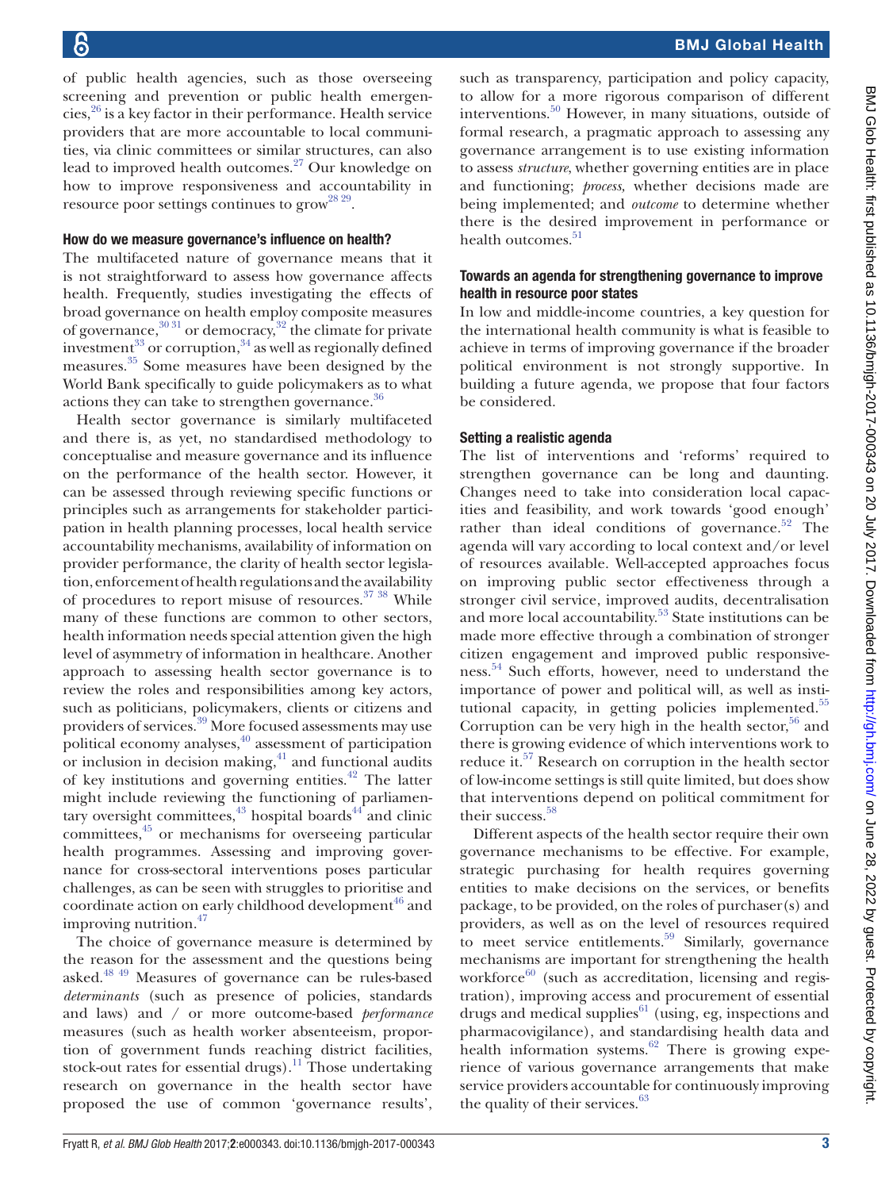of public health agencies, such as those overseeing screening and prevention or public health emergencies,[26] is a key factor in their performance. Health service providers that are more accountable to local communities, via clinic committees or similar structures, can also lead to improved health outcomes.[27] Our knowledge on how to improve responsiveness and accountability in resource poor settings continues to grow[28 29].

### How do we measure governance's influence on health?

The multifaceted nature of governance means that it is not straightforward to assess how governance affects health. Frequently, studies investigating the effects of broad governance on health employ composite measures of governance,[30 31] or democracy,[32] the climate for private investment[33] or corruption,[34] as well as regionally defined measures.[35] Some measures have been designed by the World Bank specifically to guide policymakers as to what actions they can take to strengthen governance.[36]

Health sector governance is similarly multifaceted and there is, as yet, no standardised methodology to conceptualise and measure governance and its influence on the performance of the health sector. However, it can be assessed through reviewing specific functions or principles such as arrangements for stakeholder participation in health planning processes, local health service accountability mechanisms, availability of information on provider performance, the clarity of health sector legislation, enforcement of health regulations and the availability of procedures to report misuse of resources.[37 38] While many of these functions are common to other sectors, health information needs special attention given the high level of asymmetry of information in healthcare. Another approach to assessing health sector governance is to review the roles and responsibilities among key actors, such as politicians, policymakers, clients or citizens and providers of services.[39] More focused assessments may use political economy analyses,[40] assessment of participation or inclusion in decision making,[41] and functional audits of key institutions and governing entities.[42] The latter might include reviewing the functioning of parliamentary oversight committees,[43] hospital boards[44] and clinic committees,[45] or mechanisms for overseeing particular health programmes. Assessing and improving governance for cross-sectoral interventions poses particular challenges, as can be seen with struggles to prioritise and coordinate action on early childhood development[46] and improving nutrition.[47]

The choice of governance measure is determined by the reason for the assessment and the questions being asked.[48 49] Measures of governance can be rules-based *determinants* (such as presence of policies, standards and laws) and / or more outcome-based *performance* measures (such as health worker absenteeism, proportion of government funds reaching district facilities, stock-out rates for essential drugs).[11] Those undertaking research on governance in the health sector have proposed the use of common 'governance results', such as transparency, participation and policy capacity, to allow for a more rigorous comparison of different interventions.[50] However, in many situations, outside of formal research, a pragmatic approach to assessing any governance arrangement is to use existing information to assess *structure*, whether governing entities are in place and functioning; *process*, whether decisions made are being implemented; and *outcome* to determine whether there is the desired improvement in performance or health outcomes.[51]

### Towards an agenda for strengthening governance to improve health in resource poor states

In low and middle-income countries, a key question for the international health community is what is feasible to achieve in terms of improving governance if the broader political environment is not strongly supportive. In building a future agenda, we propose that four factors be considered.

### Setting a realistic agenda

The list of interventions and 'reforms' required to strengthen governance can be long and daunting. Changes need to take into consideration local capacities and feasibility, and work towards 'good enough' rather than ideal conditions of governance.[52] The agenda will vary according to local context and/or level of resources available. Well-accepted approaches focus on improving public sector effectiveness through a stronger civil service, improved audits, decentralisation and more local accountability.[53] State institutions can be made more effective through a combination of stronger citizen engagement and improved public responsiveness.[54] Such efforts, however, need to understand the importance of power and political will, as well as institutional capacity, in getting policies implemented.[55] Corruption can be very high in the health sector,[56] and there is growing evidence of which interventions work to reduce it.[57] Research on corruption in the health sector of low-income settings is still quite limited, but does show that interventions depend on political commitment for their success.[58]

Different aspects of the health sector require their own governance mechanisms to be effective. For example, strategic purchasing for health requires governing entities to make decisions on the services, or benefits package, to be provided, on the roles of purchaser(s) and providers, as well as on the level of resources required to meet service entitlements.[59] Similarly, governance mechanisms are important for strengthening the health workforce[60] (such as accreditation, licensing and registration), improving access and procurement of essential drugs and medical supplies[61] (using, eg, inspections and pharmacovigilance), and standardising health data and health information systems.[62] There is growing experience of various governance arrangements that make service providers accountable for continuously improving the quality of their services.[63]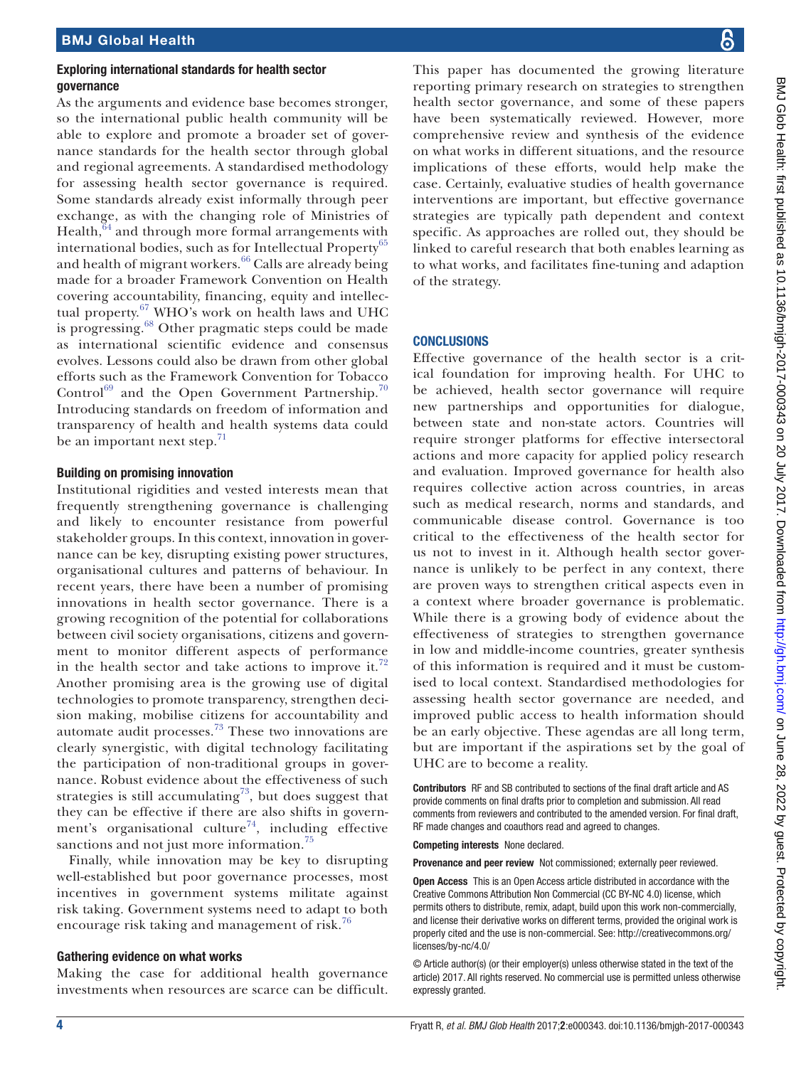### Exploring international standards for health sector governance

As the arguments and evidence base becomes stronger, so the international public health community will be able to explore and promote a broader set of governance standards for the health sector through global and regional agreements. A standardised methodology for assessing health sector governance is required. Some standards already exist informally through peer exchange, as with the changing role of Ministries of Health,[64] and through more formal arrangements with international bodies, such as for Intellectual Property[65] and health of migrant workers.[66] Calls are already being made for a broader Framework Convention on Health covering accountability, financing, equity and intellectual property.[67] WHO's work on health laws and UHC is progressing.[68] Other pragmatic steps could be made as international scientific evidence and consensus evolves. Lessons could also be drawn from other global efforts such as the Framework Convention for Tobacco Control[69] and the Open Government Partnership.[70] Introducing standards on freedom of information and transparency of health and health systems data could be an important next step.[71]

### Building on promising innovation

Institutional rigidities and vested interests mean that frequently strengthening governance is challenging and likely to encounter resistance from powerful stakeholder groups. In this context, innovation in governance can be key, disrupting existing power structures, organisational cultures and patterns of behaviour. In recent years, there have been a number of promising innovations in health sector governance. There is a growing recognition of the potential for collaborations between civil society organisations, citizens and government to monitor different aspects of performance in the health sector and take actions to improve it.[72] Another promising area is the growing use of digital technologies to promote transparency, strengthen decision making, mobilise citizens for accountability and automate audit processes.[73] These two innovations are clearly synergistic, with digital technology facilitating the participation of non-traditional groups in governance. Robust evidence about the effectiveness of such strategies is still accumulating[73], but does suggest that they can be effective if there are also shifts in government's organisational culture[74], including effective sanctions and not just more information.[75]

Finally, while innovation may be key to disrupting well-established but poor governance processes, most incentives in government systems militate against risk taking. Government systems need to adapt to both encourage risk taking and management of risk.[76]

### Gathering evidence on what works

Making the case for additional health governance investments when resources are scarce can be difficult. This paper has documented the growing literature reporting primary research on strategies to strengthen health sector governance, and some of these papers have been systematically reviewed. However, more comprehensive review and synthesis of the evidence on what works in different situations, and the resource implications of these efforts, would help make the case. Certainly, evaluative studies of health governance interventions are important, but effective governance strategies are typically path dependent and context specific. As approaches are rolled out, they should be linked to careful research that both enables learning as to what works, and facilitates fine-tuning and adaption of the strategy.

## CONCLUSIONS

Effective governance of the health sector is a critical foundation for improving health. For UHC to be achieved, health sector governance will require new partnerships and opportunities for dialogue, between state and non-state actors. Countries will require stronger platforms for effective intersectoral actions and more capacity for applied policy research and evaluation. Improved governance for health also requires collective action across countries, in areas such as medical research, norms and standards, and communicable disease control. Governance is too critical to the effectiveness of the health sector for us not to invest in it. Although health sector governance is unlikely to be perfect in any context, there are proven ways to strengthen critical aspects even in a context where broader governance is problematic. While there is a growing body of evidence about the effectiveness of strategies to strengthen governance in low and middle-income countries, greater synthesis of this information is required and it must be customised to local context. Standardised methodologies for assessing health sector governance are needed, and improved public access to health information should be an early objective. These agendas are all long term, but are important if the aspirations set by the goal of UHC are to become a reality.

**Contributors** RF and SB contributed to sections of the final draft article and AS provide comments on final drafts prior to completion and submission. All read comments from reviewers and contributed to the amended version. For final draft, RF made changes and coauthors read and agreed to changes.

**Competing interests** None declared.

**Provenance and peer review** Not commissioned; externally peer reviewed.

**Open Access** This is an Open Access article distributed in accordance with the Creative Commons Attribution Non Commercial (CC BY-NC 4.0) license, which permits others to distribute, remix, adapt, build upon this work non-commercially, and license their derivative works on different terms, provided the original work is properly cited and the use is non-commercial. See: http://creativecommons.org/licenses/by-nc/4.0/

© Article author(s) (or their employer(s) unless otherwise stated in the text of the article) 2017. All rights reserved. No commercial use is permitted unless otherwise expressly granted.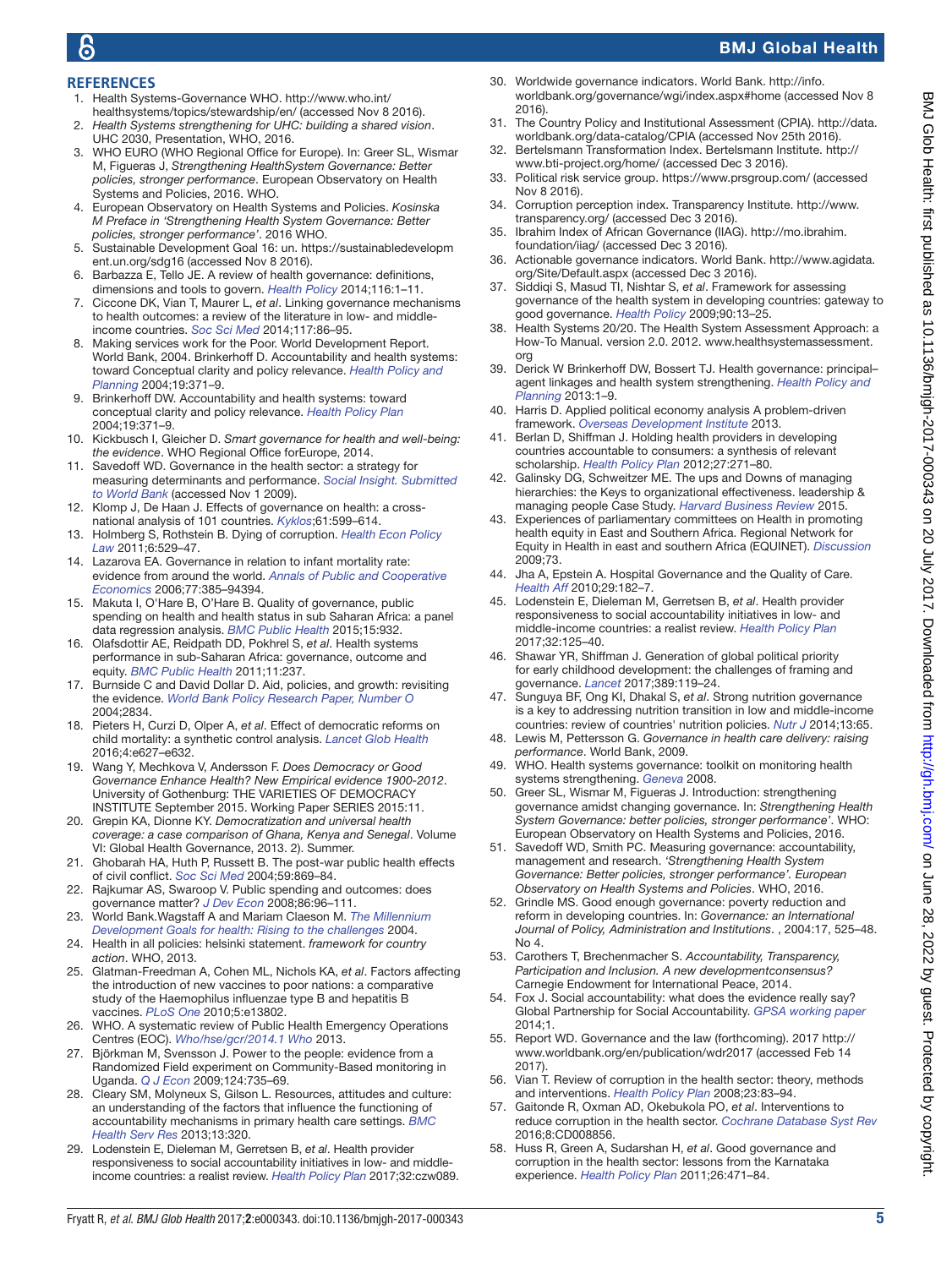## REFERENCES

1. Health Systems-Governance WHO. http://www.who.int/healthsystems/topics/stewardship/en/ (accessed Nov 8 2016).
2. *Health Systems strengthening for UHC: building a shared vision*. UHC 2030, Presentation, WHO, 2016.
3. WHO EURO (WHO Regional Office for Europe). In: Greer SL, Wismar M, Figueras J, *Strengthening HealthSystem Governance: Better policies, stronger performance*. European Observatory on Health Systems and Policies, 2016. WHO.
4. European Observatory on Health Systems and Policies. *Kosinska M Preface in 'Strengthening Health System Governance: Better policies, stronger performance'*. 2016 WHO.
5. Sustainable Development Goal 16: un. https://sustainabledevelopment.un.org/sdg16 (accessed Nov 8 2016).
6. Barbazza E, Tello JE. A review of health governance: definitions, dimensions and tools to govern. *Health Policy* 2014;116:1–11.
7. Ciccone DK, Vian T, Maurer L, *et al*. Linking governance mechanisms to health outcomes: a review of the literature in low- and middle-income countries. *Soc Sci Med* 2014;117:86–95.
8. Making services work for the Poor. World Development Report. World Bank, 2004. Brinkerhoff D. Accountability and health systems: toward Conceptual clarity and policy relevance. *Health Policy and Planning* 2004;19:371–9.
9. Brinkerhoff DW. Accountability and health systems: toward conceptual clarity and policy relevance. *Health Policy Plan* 2004;19:371–9.
10. Kickbusch I, Gleicher D. *Smart governance for health and well-being: the evidence*. WHO Regional Office forEurope, 2014.
11. Savedoff WD. Governance in the health sector: a strategy for measuring determinants and performance. *Social Insight. Submitted to World Bank* (accessed Nov 1 2009).
12. Klomp J, De Haan J. Effects of governance on health: a cross-national analysis of 101 countries. *Kyklos*;61:599–614.
13. Holmberg S, Rothstein B. Dying of corruption. *Health Econ Policy Law* 2011;6:529–47.
14. Lazarova EA. Governance in relation to infant mortality rate: evidence from around the world. *Annals of Public and Cooperative Economics* 2006;77:385–94394.
15. Makuta I, O'Hare B, O'Hare B. Quality of governance, public spending on health and health status in sub Saharan Africa: a panel data regression analysis. *BMC Public Health* 2015;15:932.
16. Olafsdottir AE, Reidpath DD, Pokhrel S, *et al*. Health systems performance in sub-Saharan Africa: governance, outcome and equity. *BMC Public Health* 2011;11:237.
17. Burnside C and David Dollar D. Aid, policies, and growth: revisiting the evidence. *World Bank Policy Research Paper, Number O* 2004;2834.
18. Pieters H, Curzi D, Olper A, *et al*. Effect of democratic reforms on child mortality: a synthetic control analysis. *Lancet Glob Health* 2016;4:e627–e632.
19. Wang Y, Mechkova V, Andersson F. *Does Democracy or Good Governance Enhance Health? New Empirical evidence 1900-2012*. University of Gothenburg: THE VARIETIES OF DEMOCRACY INSTITUTE September 2015. Working Paper SERIES 2015:11.
20. Grepin KA, Dionne KY. *Democratization and universal health coverage: a case comparison of Ghana, Kenya and Senegal*. Volume VI: Global Health Governance, 2013. 2). Summer.
21. Ghobarah HA, Huth P, Russett B. The post-war public health effects of civil conflict. *Soc Sci Med* 2004;59:869–84.
22. Rajkumar AS, Swaroop V. Public spending and outcomes: does governance matter? *J Dev Econ* 2008;86:96–111.
23. World Bank.Wagstaff A and Mariam Claeson M. *The Millennium Development Goals for health: Rising to the challenges* 2004.
24. Health in all policies: helsinki statement. *framework for country action*. WHO, 2013.
25. Glatman-Freedman A, Cohen ML, Nichols KA, *et al*. Factors affecting the introduction of new vaccines to poor nations: a comparative study of the Haemophilus influenzae type B and hepatitis B vaccines. *PLoS One* 2010;5:e13802.
26. WHO. A systematic review of Public Health Emergency Operations Centres (EOC). *Who/hse/gcr/2014.1 Who* 2013.
27. Björkman M, Svensson J. Power to the people: evidence from a Randomized Field experiment on Community-Based monitoring in Uganda. *Q J Econ* 2009;124:735–69.
28. Cleary SM, Molyneux S, Gilson L. Resources, attitudes and culture: an understanding of the factors that influence the functioning of accountability mechanisms in primary health care settings. *BMC Health Serv Res* 2013;13:320.
29. Lodenstein E, Dieleman M, Gerretsen B, *et al*. Health provider responsiveness to social accountability initiatives in low- and middle-income countries: a realist review. *Health Policy Plan* 2017;32:czw089.
30. Worldwide governance indicators. World Bank. http://info.worldbank.org/governance/wgi/index.aspx#home (accessed Nov 8 2016).
31. The Country Policy and Institutional Assessment (CPIA). http://data.worldbank.org/data-catalog/CPIA (accessed Nov 25th 2016).
32. Bertelsmann Transformation Index. Bertelsmann Institute. http://www.bti-project.org/home/ (accessed Dec 3 2016).
33. Political risk service group. https://www.prsgroup.com/ (accessed Nov 8 2016).
34. Corruption perception index. Transparency Institute. http://www.transparency.org/ (accessed Dec 3 2016).
35. Ibrahim Index of African Governance (IIAG). http://mo.ibrahim.foundation/iiag/ (accessed Dec 3 2016).
36. Actionable governance indicators. World Bank. http://www.agidata.org/Site/Default.aspx (accessed Dec 3 2016).
37. Siddiqi S, Masud TI, Nishtar S, *et al*. Framework for assessing governance of the health system in developing countries: gateway to good governance. *Health Policy* 2009;90:13–25.
38. Health Systems 20/20. The Health System Assessment Approach: a How-To Manual. version 2.0. 2012. www.healthsystemassessment.org
39. Derick W Brinkerhoff DW, Bossert TJ. Health governance: principal–agent linkages and health system strengthening. *Health Policy and Planning* 2013:1–9.
40. Harris D. Applied political economy analysis A problem-driven framework. *Overseas Development Institute* 2013.
41. Berlan D, Shiffman J. Holding health providers in developing countries accountable to consumers: a synthesis of relevant scholarship. *Health Policy Plan* 2012;27:271–80.
42. Galinsky DG, Schweitzer ME. The ups and Downs of managing hierarchies: the Keys to organizational effectiveness. leadership & managing people Case Study. *Harvard Business Review* 2015.
43. Experiences of parliamentary committees on Health in promoting health equity in East and Southern Africa. Regional Network for Equity in Health in east and southern Africa (EQUINET). *Discussion* 2009;73.
44. Jha A, Epstein A. Hospital Governance and the Quality of Care. *Health Aff* 2010;29:182–7.
45. Lodenstein E, Dieleman M, Gerretsen B, *et al*. Health provider responsiveness to social accountability initiatives in low- and middle-income countries: a realist review. *Health Policy Plan* 2017;32:125–40.
46. Shawar YR, Shiffman J. Generation of global political priority for early childhood development: the challenges of framing and governance. *Lancet* 2017;389:119–24.
47. Sunguya BF, Ong KI, Dhakal S, *et al*. Strong nutrition governance is a key to addressing nutrition transition in low and middle-income countries: review of countries' nutrition policies. *Nutr J* 2014;13:65.
48. Lewis M, Pettersson G. *Governance in health care delivery: raising performance*. World Bank, 2009.
49. WHO. Health systems governance: toolkit on monitoring health systems strengthening. *Geneva* 2008.
50. Greer SL, Wismar M, Figueras J. Introduction: strengthening governance amidst changing governance. In: *Strengthening Health System Governance: better policies, stronger performance'*. WHO: European Observatory on Health Systems and Policies, 2016.
51. Savedoff WD, Smith PC. Measuring governance: accountability, management and research. *'Strengthening Health System Governance: Better policies, stronger performance'. European Observatory on Health Systems and Policies*. WHO, 2016.
52. Grindle MS. Good enough governance: poverty reduction and reform in developing countries. In: *Governance: an International Journal of Policy, Administration and Institutions*. , 2004:17, 525–48. No 4.
53. Carothers T, Brechenmacher S. *Accountability, Transparency, Participation and Inclusion. A new developmentconsensus?* Carnegie Endowment for International Peace, 2014.
54. Fox J. Social accountability: what does the evidence really say? Global Partnership for Social Accountability. *GPSA working paper* 2014;1.
55. Report WD. Governance and the law (forthcoming). 2017 http://www.worldbank.org/en/publication/wdr2017 (accessed Feb 14 2017).
56. Vian T. Review of corruption in the health sector: theory, methods and interventions. *Health Policy Plan* 2008;23:83–94.
57. Gaitonde R, Oxman AD, Okebukola PO, *et al*. Interventions to reduce corruption in the health sector. *Cochrane Database Syst Rev* 2016;8:CD008856.
58. Huss R, Green A, Sudarshan H, *et al*. Good governance and corruption in the health sector: lessons from the Karnataka experience. *Health Policy Plan* 2011;26:471–84.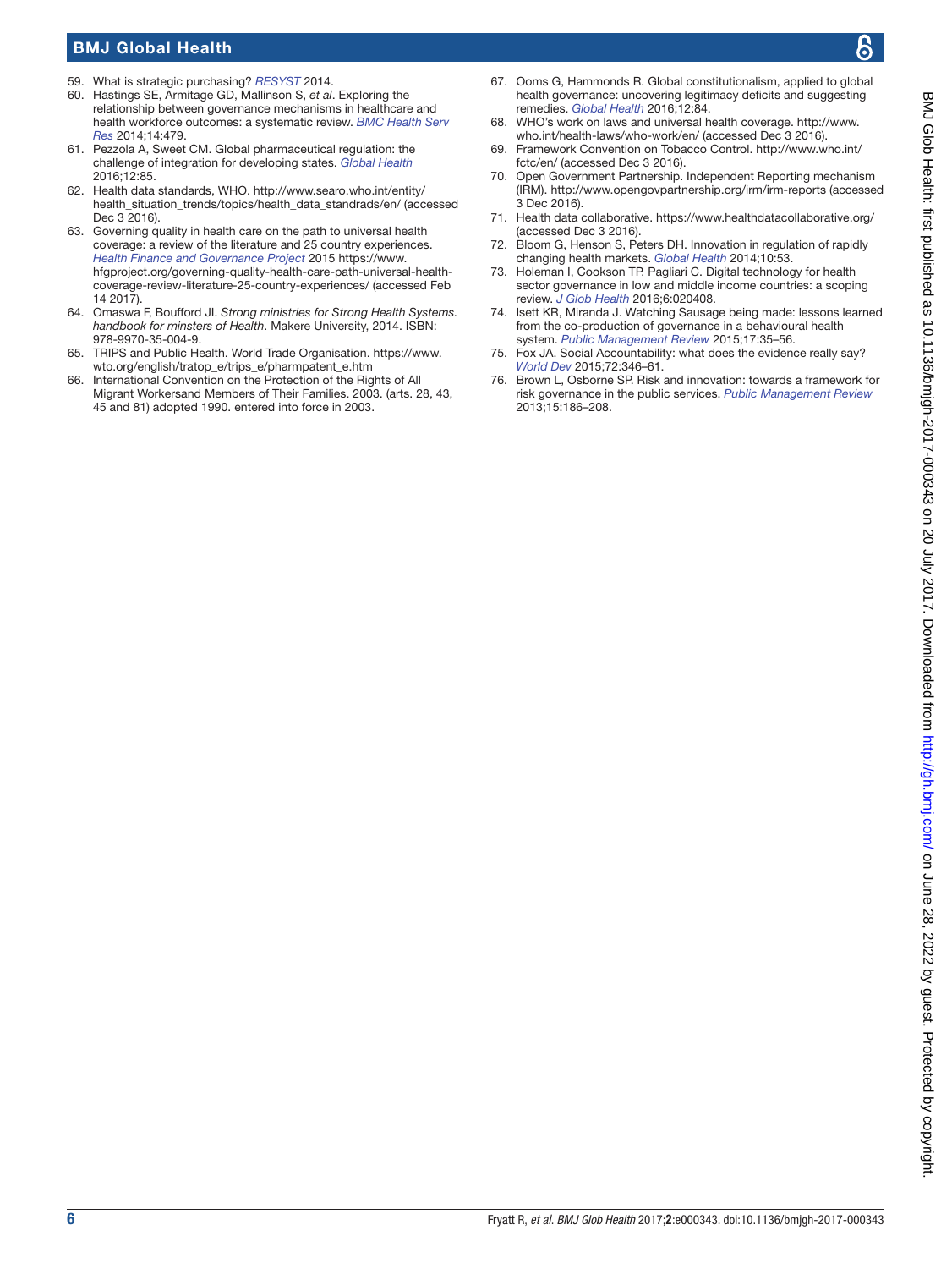59. What is strategic purchasing? *RESYST* 2014.
60. Hastings SE, Armitage GD, Mallinson S, *et al*. Exploring the relationship between governance mechanisms in healthcare and health workforce outcomes: a systematic review. *BMC Health Serv Res* 2014;14:479.
61. Pezzola A, Sweet CM. Global pharmaceutical regulation: the challenge of integration for developing states. *Global Health* 2016;12:85.
62. Health data standards, WHO. http://www.searo.who.int/entity/health_situation_trends/topics/health_data_standrads/en/ (accessed Dec 3 2016).
63. Governing quality in health care on the path to universal health coverage: a review of the literature and 25 country experiences. *Health Finance and Governance Project* 2015 https://www.hfgproject.org/governing-quality-health-care-path-universal-health-coverage-review-literature-25-country-experiences/ (accessed Feb 14 2017).
64. Omaswa F, Boufford JI. *Strong ministries for Strong Health Systems. handbook for minsters of Health*. Makere University, 2014. ISBN: 978-9970-35-004-9.
65. TRIPS and Public Health. World Trade Organisation. https://www.wto.org/english/tratop_e/trips_e/pharmpatent_e.htm
66. International Convention on the Protection of the Rights of All Migrant Workersand Members of Their Families. 2003. (arts. 28, 43, 45 and 81) adopted 1990. entered into force in 2003.
67. Ooms G, Hammonds R. Global constitutionalism, applied to global health governance: uncovering legitimacy deficits and suggesting remedies. *Global Health* 2016;12:84.
68. WHO's work on laws and universal health coverage. http://www.who.int/health-laws/who-work/en/ (accessed Dec 3 2016).
69. Framework Convention on Tobacco Control. http://www.who.int/fctc/en/ (accessed Dec 3 2016).
70. Open Government Partnership. Independent Reporting mechanism (IRM). http://www.opengovpartnership.org/irm/irm-reports (accessed 3 Dec 2016).
71. Health data collaborative. https://www.healthdatacollaborative.org/ (accessed Dec 3 2016).
72. Bloom G, Henson S, Peters DH. Innovation in regulation of rapidly changing health markets. *Global Health* 2014;10:53.
73. Holeman I, Cookson TP, Pagliari C. Digital technology for health sector governance in low and middle income countries: a scoping review. *J Glob Health* 2016;6:020408.
74. Isett KR, Miranda J. Watching Sausage being made: lessons learned from the co-production of governance in a behavioural health system. *Public Management Review* 2015;17:35–56.
75. Fox JA. Social Accountability: what does the evidence really say? *World Dev* 2015;72:346–61.
76. Brown L, Osborne SP. Risk and innovation: towards a framework for risk governance in the public services. *Public Management Review* 2013;15:186–208.